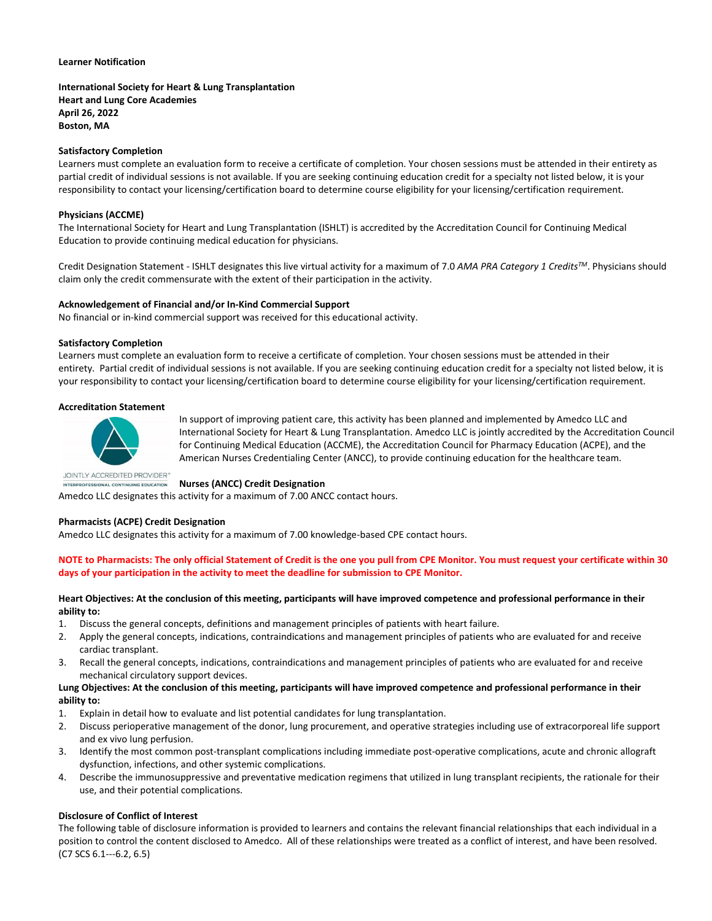**Learner Notification**

**International Society for Heart & Lung Transplantation**
**Heart and Lung Core Academies**
**April 26, 2022**
**Boston, MA**

**Satisfactory Completion**

Learners must complete an evaluation form to receive a certificate of completion. Your chosen sessions must be attended in their entirety as partial credit of individual sessions is not available. If you are seeking continuing education credit for a specialty not listed below, it is your responsibility to contact your licensing/certification board to determine course eligibility for your licensing/certification requirement.

**Physicians (ACCME)**

The International Society for Heart and Lung Transplantation (ISHLT) is accredited by the Accreditation Council for Continuing Medical Education to provide continuing medical education for physicians.

Credit Designation Statement - ISHLT designates this live virtual activity for a maximum of 7.0 *AMA PRA Category 1 Credits™*. Physicians should claim only the credit commensurate with the extent of their participation in the activity.

**Acknowledgement of Financial and/or In-Kind Commercial Support**

No financial or in-kind commercial support was received for this educational activity.

**Satisfactory Completion**

Learners must complete an evaluation form to receive a certificate of completion. Your chosen sessions must be attended in their entirety. Partial credit of individual sessions is not available. If you are seeking continuing education credit for a specialty not listed below, it is your responsibility to contact your licensing/certification board to determine course eligibility for your licensing/certification requirement.

**Accreditation Statement**

JOINTLY ACCREDITED PROVIDER™
INTERPROFESSIONAL CONTINUING EDUCATION

In support of improving patient care, this activity has been planned and implemented by Amedco LLC and International Society for Heart & Lung Transplantation. Amedco LLC is jointly accredited by the Accreditation Council for Continuing Medical Education (ACCME), the Accreditation Council for Pharmacy Education (ACPE), and the American Nurses Credentialing Center (ANCC), to provide continuing education for the healthcare team.

**Nurses (ANCC) Credit Designation**

Amedco LLC designates this activity for a maximum of 7.00 ANCC contact hours.

**Pharmacists (ACPE) Credit Designation**

Amedco LLC designates this activity for a maximum of 7.00 knowledge-based CPE contact hours.

**NOTE to Pharmacists: The only official Statement of Credit is the one you pull from CPE Monitor. You must request your certificate within 30 days of your participation in the activity to meet the deadline for submission to CPE Monitor.**

**Heart Objectives: At the conclusion of this meeting, participants will have improved competence and professional performance in their ability to:**

1. Discuss the general concepts, definitions and management principles of patients with heart failure.
2. Apply the general concepts, indications, contraindications and management principles of patients who are evaluated for and receive cardiac transplant.
3. Recall the general concepts, indications, contraindications and management principles of patients who are evaluated for and receive mechanical circulatory support devices.

**Lung Objectives: At the conclusion of this meeting, participants will have improved competence and professional performance in their ability to:**

1. Explain in detail how to evaluate and list potential candidates for lung transplantation.
2. Discuss perioperative management of the donor, lung procurement, and operative strategies including use of extracorporeal life support and ex vivo lung perfusion.
3. Identify the most common post-transplant complications including immediate post-operative complications, acute and chronic allograft dysfunction, infections, and other systemic complications.
4. Describe the immunosuppressive and preventative medication regimens that utilized in lung transplant recipients, the rationale for their use, and their potential complications.

**Disclosure of Conflict of Interest**

The following table of disclosure information is provided to learners and contains the relevant financial relationships that each individual in a position to control the content disclosed to Amedco. All of these relationships were treated as a conflict of interest, and have been resolved. (C7 SCS 6.1---6.2, 6.5)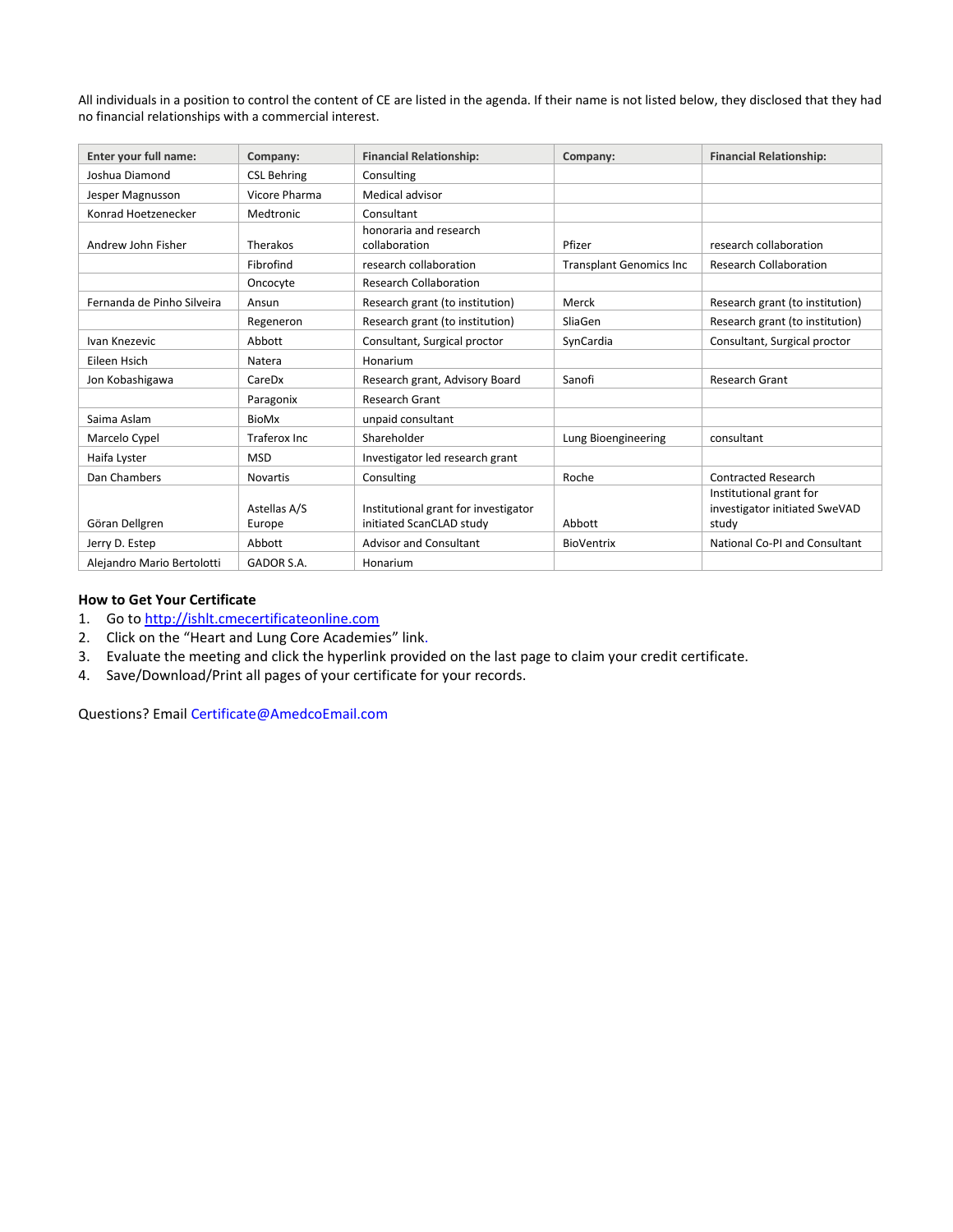All individuals in a position to control the content of CE are listed in the agenda. If their name is not listed below, they disclosed that they had no financial relationships with a commercial interest.

| Enter your full name: | Company: | Financial Relationship: | Company: | Financial Relationship: |
|---|---|---|---|---|
| Joshua Diamond | CSL Behring | Consulting | | |
| Jesper Magnusson | Vicore Pharma | Medical advisor | | |
| Konrad Hoetzenecker | Medtronic | Consultant | | |
| Andrew John Fisher | Therakos | honoraria and research collaboration | Pfizer | research collaboration |
| | Fibrofind | research collaboration | Transplant Genomics Inc | Research Collaboration |
| | Oncocyte | Research Collaboration | | |
| Fernanda de Pinho Silveira | Ansun | Research grant (to institution) | Merck | Research grant (to institution) |
| | Regeneron | Research grant (to institution) | SliaGen | Research grant (to institution) |
| Ivan Knezevic | Abbott | Consultant, Surgical proctor | SynCardia | Consultant, Surgical proctor |
| Eileen Hsich | Natera | Honarium | | |
| Jon Kobashigawa | CareDx | Research grant, Advisory Board | Sanofi | Research Grant |
| | Paragonix | Research Grant | | |
| Saima Aslam | BioMx | unpaid consultant | | |
| Marcelo Cypel | Traferox Inc | Shareholder | Lung Bioengineering | consultant |
| Haifa Lyster | MSD | Investigator led research grant | | |
| Dan Chambers | Novartis | Consulting | Roche | Contracted Research |
| Göran Dellgren | Astellas A/S Europe | Institutional grant for investigator initiated ScanCLAD study | Abbott | Institutional grant for investigator initiated SweVAD study |
| Jerry D. Estep | Abbott | Advisor and Consultant | BioVentrix | National Co-PI and Consultant |
| Alejandro Mario Bertolotti | GADOR S.A. | Honarium | | |

**How to Get Your Certificate**

1. Go to http://ishlt.cmecertificateonline.com
2. Click on the "Heart and Lung Core Academies" link.
3. Evaluate the meeting and click the hyperlink provided on the last page to claim your credit certificate.
4. Save/Download/Print all pages of your certificate for your records.

Questions? Email Certificate@AmedcoEmail.com